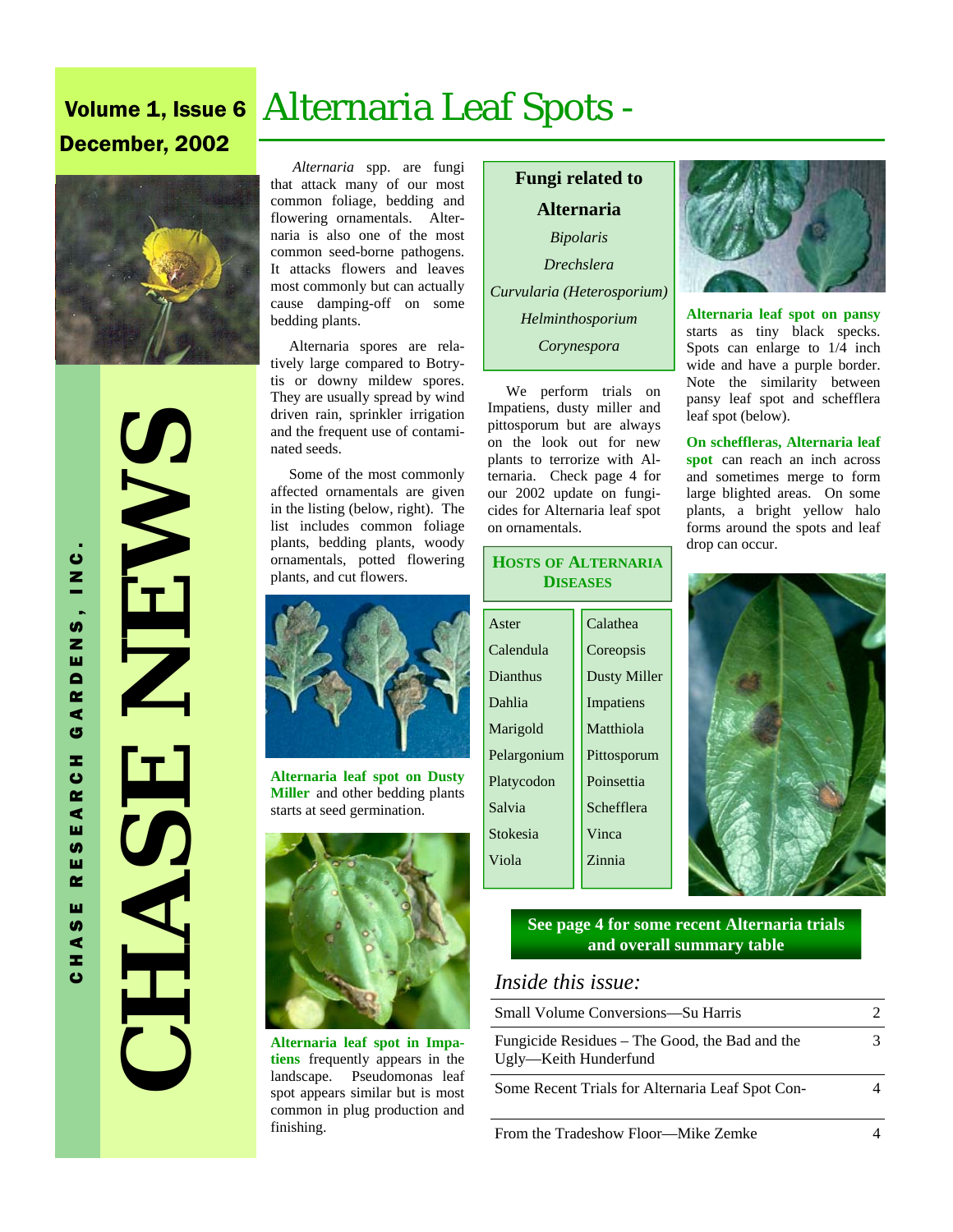# CHASE NEWS

CHASE RESEARCH GARDENS, INC.

**Volume 1, Issue 6**
**December, 2002**

# Alternaria Leaf Spots -

*Alternaria* spp. are fungi that attack many of our most common foliage, bedding and flowering ornamentals. Alternaria is also one of the most common seed-borne pathogens. It attacks flowers and leaves most commonly but can actually cause damping-off on some bedding plants.

Alternaria spores are relatively large compared to Botrytis or downy mildew spores. They are usually spread by wind driven rain, sprinkler irrigation and the frequent use of contaminated seeds.

Some of the most commonly affected ornamentals are given in the listing (below, right). The list includes common foliage plants, bedding plants, woody ornamentals, potted flowering plants, and cut flowers.

**Alternaria leaf spot on Dusty Miller** and other bedding plants starts at seed germination.

**Alternaria leaf spot in Impatiens** frequently appears in the landscape. Pseudomonas leaf spot appears similar but is most common in plug production and finishing.

**Fungi related to Alternaria**

*Bipolaris*
*Drechslera*
*Curvularia (Heterosporium)*
*Helminthosporium*
*Corynespora*

We perform trials on Impatiens, dusty miller and pittosporum but are always on the look out for new plants to terrorize with Alternaria. Check page 4 for our 2002 update on fungicides for Alternaria leaf spot on ornamentals.

**HOSTS OF ALTERNARIA DISEASES**

| | |
|---|---|
| Aster | Calathea |
| Calendula | Coreopsis |
| Dianthus | Dusty Miller |
| Dahlia | Impatiens |
| Marigold | Matthiola |
| Pelargonium | Pittosporum |
| Platycodon | Poinsettia |
| Salvia | Schefflera |
| Stokesia | Vinca |
| Viola | Zinnia |

**Alternaria leaf spot on pansy** starts as tiny black specks. Spots can enlarge to 1/4 inch wide and have a purple border. Note the similarity between pansy leaf spot and schefflera leaf spot (below).

**On scheffleras, Alternaria leaf spot** can reach an inch across and sometimes merge to form large blighted areas. On some plants, a bright yellow halo forms around the spots and leaf drop can occur.

**See page 4 for some recent Alternaria trials and overall summary table**

## *Inside this issue:*

| | |
|---|---|
| Small Volume Conversions—Su Harris | 2 |
| Fungicide Residues – The Good, the Bad and the Ugly—Keith Hunderfund | 3 |
| Some Recent Trials for Alternaria Leaf Spot Con- | 4 |
| From the Tradeshow Floor—Mike Zemke | 4 |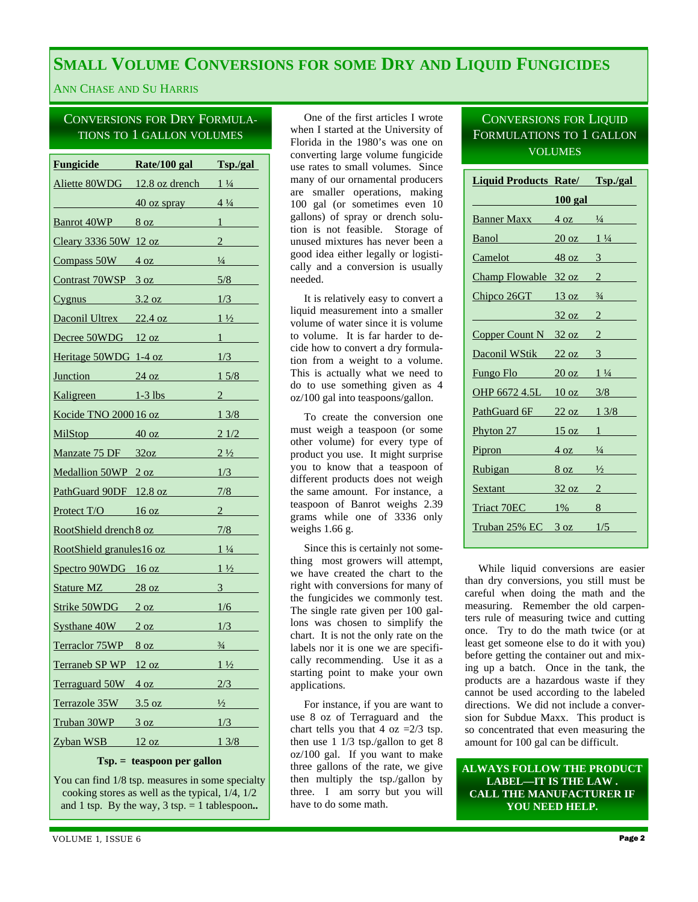# Small Volume Conversions for some Dry and Liquid Fungicides

Ann Chase and Su Harris

## Conversions for Dry Formulations to 1 gallon volumes

| Fungicide | Rate/100 gal | Tsp./gal |
|---|---|---|
| Aliette 80WDG | 12.8 oz drench | 1 ¼ |
| | 40 oz spray | 4 ¼ |
| Banrot 40WP | 8 oz | 1 |
| Cleary 3336 50W | 12 oz | 2 |
| Compass 50W | 4 oz | ¼ |
| Contrast 70WSP | 3 oz | 5/8 |
| Cygnus | 3.2 oz | 1/3 |
| Daconil Ultrex | 22.4 oz | 1 ½ |
| Decree 50WDG | 12 oz | 1 |
| Heritage 50WDG | 1-4 oz | 1/3 |
| Junction | 24 oz | 1 5/8 |
| Kaligreen | 1-3 lbs | 2 |
| Kocide TNO 2000 | 16 oz | 1 3/8 |
| MilStop | 40 oz | 2 1/2 |
| Manzate 75 DF | 32oz | 2 ½ |
| Medallion 50WP | 2 oz | 1/3 |
| PathGuard 90DF | 12.8 oz | 7/8 |
| Protect T/O | 16 oz | 2 |
| RootShield drench | 8 oz | 7/8 |
| RootShield granules | 16 oz | 1 ¼ |
| Spectro 90WDG | 16 oz | 1 ½ |
| Stature MZ | 28 oz | 3 |
| Strike 50WDG | 2 oz | 1/6 |
| Systhane 40W | 2 oz | 1/3 |
| Terraclor 75WP | 8 oz | ¾ |
| Terraneb SP WP | 12 oz | 1 ½ |
| Terraguard 50W | 4 oz | 2/3 |
| Terrazole 35W | 3.5 oz | ½ |
| Truban 30WP | 3 oz | 1/3 |
| Zyban WSB | 12 oz | 1 3/8 |

**Tsp. = teaspoon per gallon**

You can find 1/8 tsp. measures in some specialty cooking stores as well as the typical, 1/4, 1/2 and 1 tsp. By the way, 3 tsp. = 1 tablespoon**.**

One of the first articles I wrote when I started at the University of Florida in the 1980's was one on converting large volume fungicide use rates to small volumes. Since many of our ornamental producers are smaller operations, making 100 gal (or sometimes even 10 gallons) of spray or drench solution is not feasible. Storage of unused mixtures has never been a good idea either legally or logistically and a conversion is usually needed.

It is relatively easy to convert a liquid measurement into a smaller volume of water since it is volume to volume. It is far harder to decide how to convert a dry formulation from a weight to a volume. This is actually what we need to do to use something given as 4 oz/100 gal into teaspoons/gallon.

To create the conversion one must weigh a teaspoon (or some other volume) for every type of product you use. It might surprise you to know that a teaspoon of different products does not weigh the same amount. For instance, a teaspoon of Banrot weighs 2.39 grams while one of 3336 only weighs 1.66 g.

Since this is certainly not something most growers will attempt, we have created the chart to the right with conversions for many of the fungicides we commonly test. The single rate given per 100 gallons was chosen to simplify the chart. It is not the only rate on the labels nor it is one we are specifically recommending. Use it as a starting point to make your own applications.

For instance, if you are want to use 8 oz of Terraguard and the chart tells you that 4 oz =2/3 tsp. then use 1 1/3 tsp./gallon to get 8 oz/100 gal. If you want to make three gallons of the rate, we give then multiply the tsp./gallon by three. I am sorry but you will have to do some math.

## Conversions for Liquid Formulations to 1 gallon volumes

| Liquid Products | Rate/ 100 gal | Tsp./gal |
|---|---|---|
| Banner Maxx | 4 oz | ¼ |
| Banol | 20 oz | 1 ¼ |
| Camelot | 48 oz | 3 |
| Champ Flowable | 32 oz | 2 |
| Chipco 26GT | 13 oz | ¾ |
| | 32 oz | 2 |
| Copper Count N | 32 oz | 2 |
| Daconil WStik | 22 oz | 3 |
| Fungo Flo | 20 oz | 1 ¼ |
| OHP 6672 4.5L | 10 oz | 3/8 |
| PathGuard 6F | 22 oz | 1 3/8 |
| Phyton 27 | 15 oz | 1 |
| Pipron | 4 oz | ¼ |
| Rubigan | 8 oz | ½ |
| Sextant | 32 oz | 2 |
| Triact 70EC | 1% | 8 |
| Truban 25% EC | 3 oz | 1/5 |

While liquid conversions are easier than dry conversions, you still must be careful when doing the math and the measuring. Remember the old carpenters rule of measuring twice and cutting once. Try to do the math twice (or at least get someone else to do it with you) before getting the container out and mixing up a batch. Once in the tank, the products are a hazardous waste if they cannot be used according to the labeled directions. We did not include a conversion for Subdue Maxx. This product is so concentrated that even measuring the amount for 100 gal can be difficult.

**ALWAYS FOLLOW THE PRODUCT LABEL—IT IS THE LAW . CALL THE MANUFACTURER IF YOU NEED HELP.**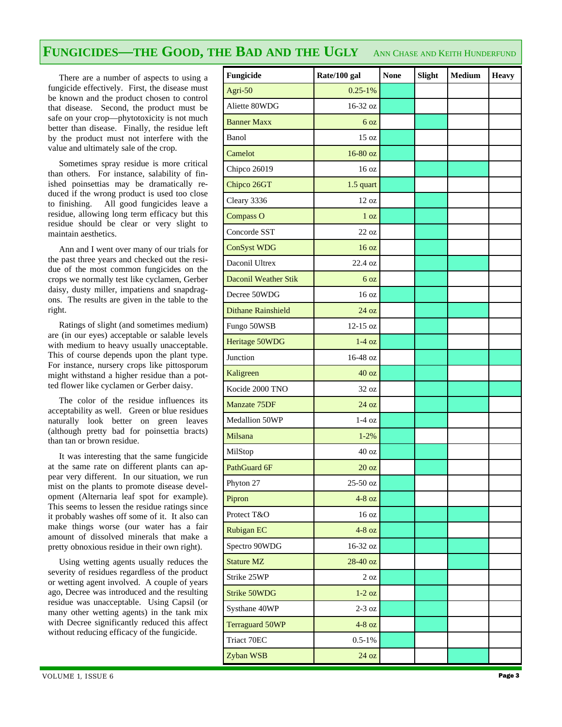# FUNGICIDES—THE GOOD, THE BAD AND THE UGLY

ANN CHASE AND KEITH HUNDERFUND

There are a number of aspects to using a fungicide effectively. First, the disease must be known and the product chosen to control that disease. Second, the product must be safe on your crop—phytotoxicity is not much better than disease. Finally, the residue left by the product must not interfere with the value and ultimately sale of the crop.

Sometimes spray residue is more critical than others. For instance, salability of finished poinsettias may be dramatically reduced if the wrong product is used too close to finishing. All good fungicides leave a residue, allowing long term efficacy but this residue should be clear or very slight to maintain aesthetics.

Ann and I went over many of our trials for the past three years and checked out the residue of the most common fungicides on the crops we normally test like cyclamen, Gerber daisy, dusty miller, impatiens and snapdragons. The results are given in the table to the right.

Ratings of slight (and sometimes medium) are (in our eyes) acceptable or salable levels with medium to heavy usually unacceptable. This of course depends upon the plant type. For instance, nursery crops like pittosporum might withstand a higher residue than a potted flower like cyclamen or Gerber daisy.

The color of the residue influences its acceptability as well. Green or blue residues naturally look better on green leaves (although pretty bad for poinsettia bracts) than tan or brown residue.

It was interesting that the same fungicide at the same rate on different plants can appear very different. In our situation, we run mist on the plants to promote disease development (Alternaria leaf spot for example). This seems to lessen the residue ratings since it probably washes off some of it. It also can make things worse (our water has a fair amount of dissolved minerals that make a pretty obnoxious residue in their own right).

Using wetting agents usually reduces the severity of residues regardless of the product or wetting agent involved. A couple of years ago, Decree was introduced and the resulting residue was unacceptable. Using Capsil (or many other wetting agents) in the tank mix with Decree significantly reduced this affect without reducing efficacy of the fungicide.

| Fungicide | Rate/100 gal | None | Slight | Medium | Heavy |
|---|---|---|---|---|---|
| Agri-50 | 0.25-1% | X | | | |
| Aliette 80WDG | 16-32 oz | X | | | |
| Banner Maxx | 6 oz | X | X | | |
| Banol | 15 oz | X | | | |
| Camelot | 16-80 oz | X | | | |
| Chipco 26019 | 16 oz | | X | X | |
| Chipco 26GT | 1.5 quart | X | | | |
| Cleary 3336 | 12 oz | X | X | | |
| Compass O | 1 oz | X | X | | |
| Concorde SST | 22 oz | | X | | |
| ConSyst WDG | 16 oz | | X | | |
| Daconil Ultrex | 22.4 oz | | X | X | |
| Daconil Weather Stik | 6 oz | | X | | |
| Decree 50WDG | 16 oz | X | X | | |
| Dithane Rainshield | 24 oz | | X | X | |
| Fungo 50WSB | 12-15 oz | | X | | |
| Heritage 50WDG | 1-4 oz | X | X | | |
| Junction | 16-48 oz | | X | X | X |
| Kaligreen | 40 oz | X | X | | |
| Kocide 2000 TNO | 32 oz | | X | X | X |
| Manzate 75DF | 24 oz | | X | X | |
| Medallion 50WP | 1-4 oz | X | X | | |
| Milsana | 1-2% | X | | | |
| MilStop | 40 oz | X | X | | |
| PathGuard 6F | 20 oz | | X | | |
| Phyton 27 | 25-50 oz | X | X | | |
| Pipron | 4-8 oz | X | | | |
| Protect T&O | 16 oz | | X | X | |
| Rubigan EC | 4-8 oz | X | X | | |
| Spectro 90WDG | 16-32 oz | | X | X | |
| Stature MZ | 28-40 oz | | | X | |
| Strike 25WP | 2 oz | | X | | |
| Strike 50WDG | 1-2 oz | | X | | |
| Systhane 40WP | 2-3 oz | X | X | | |
| Terraguard 50WP | 4-8 oz | | X | | |
| Triact 70EC | 0.5-1% | X | | | |
| Zyban WSB | 24 oz | | | X | |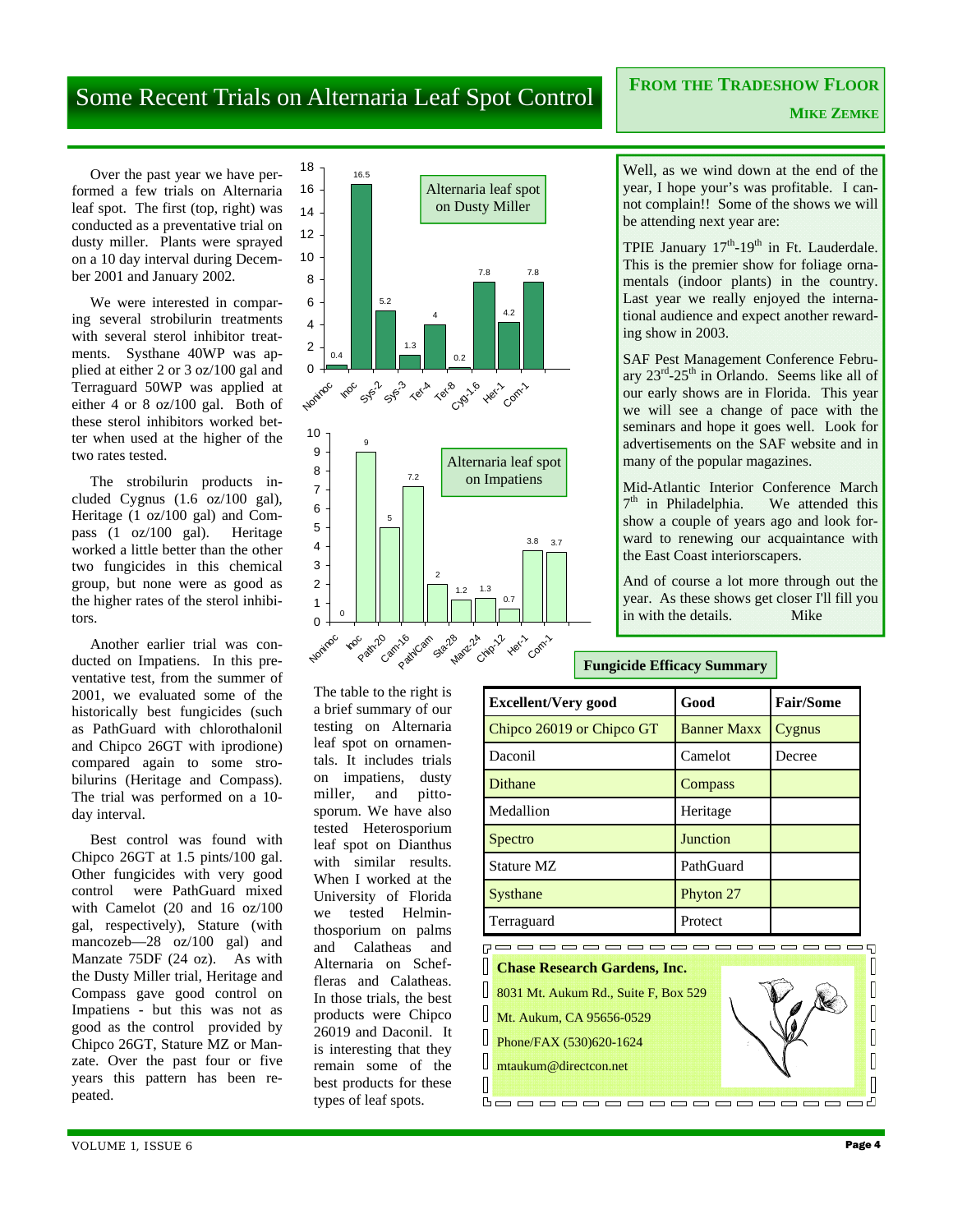## Some Recent Trials on Alternaria Leaf Spot Control

Over the past year we have performed a few trials on Alternaria leaf spot. The first (top, right) was conducted as a preventative trial on dusty miller. Plants were sprayed on a 10 day interval during December 2001 and January 2002.

We were interested in comparing several strobilurin treatments with several sterol inhibitor treatments. Systhane 40WP was applied at either 2 or 3 oz/100 gal and Terraguard 50WP was applied at either 4 or 8 oz/100 gal. Both of these sterol inhibitors worked better when used at the higher of the two rates tested.

The strobilurin products included Cygnus (1.6 oz/100 gal), Heritage (1 oz/100 gal) and Compass (1 oz/100 gal). Heritage worked a little better than the other two fungicides in this chemical group, but none were as good as the higher rates of the sterol inhibitors.

Another earlier trial was conducted on Impatiens. In this preventative test, from the summer of 2001, we evaluated some of the historically best fungicides (such as PathGuard with chlorothalonil and Chipco 26GT with iprodione) compared again to some strobilurins (Heritage and Compass). The trial was performed on a 10-day interval.

Best control was found with Chipco 26GT at 1.5 pints/100 gal. Other fungicides with very good control were PathGuard mixed with Camelot (20 and 16 oz/100 gal, respectively), Stature (with mancozeb—28 oz/100 gal) and Manzate 75DF (24 oz). As with the Dusty Miller trial, Heritage and Compass gave good control on Impatiens - but this was not as good as the control provided by Chipco 26GT, Stature MZ or Manzate. Over the past four or five years this pattern has been repeated.

Alternaria leaf spot on Dusty Miller

18
16
14
12
10
8
6
4
2
0

Noninoc 0.4
Inoc 16.5
Sys-2 5.2
Sys-3 1.3
Ter-4 4
Ter-8 0.2
Cyg-1.6 7.8
Her-1 4.2
Com-1 7.8

Alternaria leaf spot on Impatiens

10
9
8
7
6
5
4
3
2
1
0

Noninoc 0
Inoc 9
Path-20 5
Cam-16 7.2
Path/Cam 2
Sta-28 1.2
Manz-24 1.3
Chip-12 0.7
Her-1 3.8
Com-1 3.7

The table to the right is a brief summary of our testing on Alternaria leaf spot on ornamentals. It includes trials on impatiens, dusty miller, and pittosporum. We have also tested Heterosporium leaf spot on Dianthus with similar results. When I worked at the University of Florida we tested Helminthosporium on palms and Calatheas and Alternaria on Scheffleras and Calatheas. In those trials, the best products were Chipco 26019 and Daconil. It is interesting that they remain some of the best products for these types of leaf spots.

**Fungicide Efficacy Summary**

| Excellent/Very good | Good | Fair/Some |
|---|---|---|
| Chipco 26019 or Chipco GT | Banner Maxx | Cygnus |
| Daconil | Camelot | Decree |
| Dithane | Compass | |
| Medallion | Heritage | |
| Spectro | Junction | |
| Stature MZ | PathGuard | |
| Systhane | Phyton 27 | |
| Terraguard | Protect | |

## From the Tradeshow Floor

**Mike Zemke**

Well, as we wind down at the end of the year, I hope your's was profitable. I cannot complain!! Some of the shows we will be attending next year are:

TPIE January 17th-19th in Ft. Lauderdale. This is the premier show for foliage ornamentals (indoor plants) in the country. Last year we really enjoyed the international audience and expect another rewarding show in 2003.

SAF Pest Management Conference February 23rd-25th in Orlando. Seems like all of our early shows are in Florida. This year we will see a change of pace with the seminars and hope it goes well. Look for advertisements on the SAF website and in many of the popular magazines.

Mid-Atlantic Interior Conference March 7th in Philadelphia. We attended this show a couple of years ago and look forward to renewing our acquaintance with the East Coast interiorscapers.

And of course a lot more through out the year. As these shows get closer I'll fill you in with the details. Mike

**Chase Research Gardens, Inc.**
8031 Mt. Aukum Rd., Suite F, Box 529
Mt. Aukum, CA 95656-0529
Phone/FAX (530)620-1624
mtaukum@directcon.net